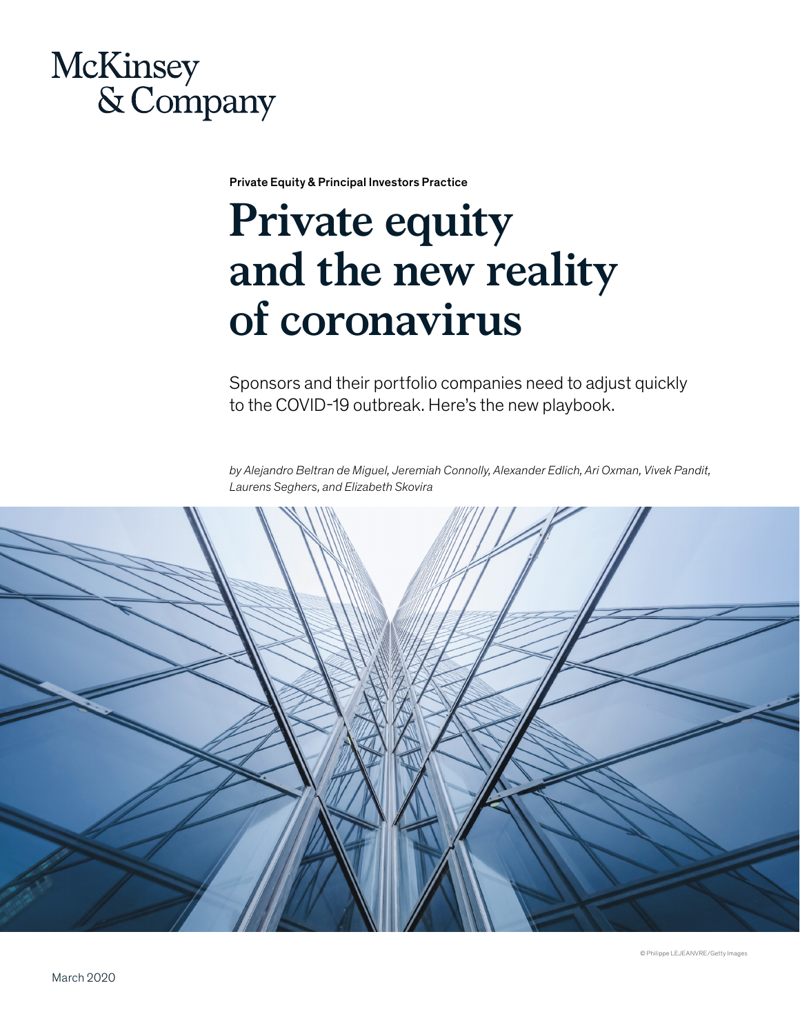McKinsey & Company

Private Equity & Principal Investors Practice

# Private equity and the new reality of coronavirus

Sponsors and their portfolio companies need to adjust quickly to the COVID-19 outbreak. Here's the new playbook.

*by Alejandro Beltran de Miguel, Jeremiah Connolly, Alexander Edlich, Ari Oxman, Vivek Pandit, Laurens Seghers, and Elizabeth Skovira*

© Philippe LEJEANVRE/Getty Images

March 2020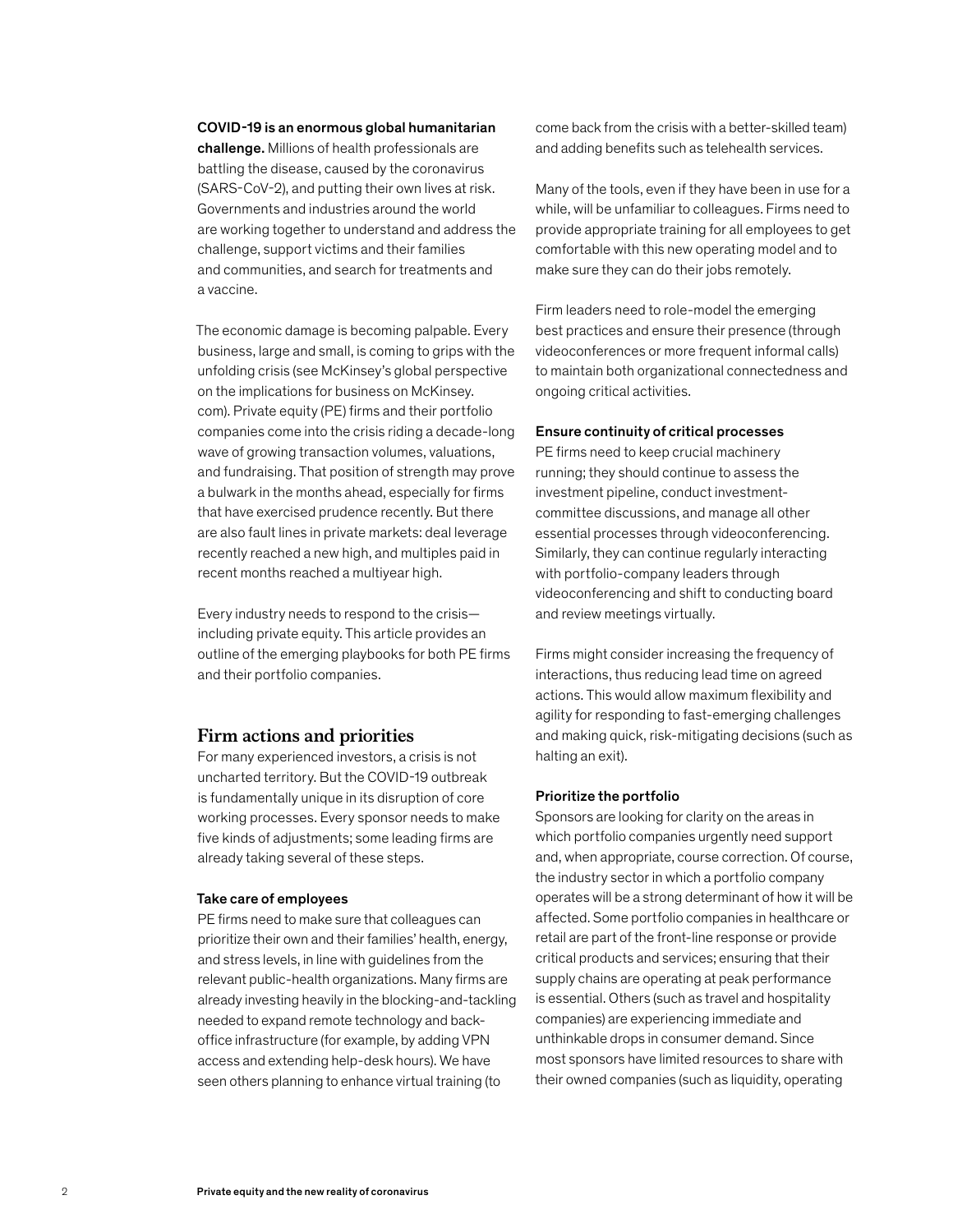**COVID-19 is an enormous global humanitarian challenge.** Millions of health professionals are battling the disease, caused by the coronavirus (SARS-CoV-2), and putting their own lives at risk. Governments and industries around the world are working together to understand and address the challenge, support victims and their families and communities, and search for treatments and a vaccine.

The economic damage is becoming palpable. Every business, large and small, is coming to grips with the unfolding crisis (see McKinsey's global perspective on the implications for business on McKinsey.com). Private equity (PE) firms and their portfolio companies come into the crisis riding a decade-long wave of growing transaction volumes, valuations, and fundraising. That position of strength may prove a bulwark in the months ahead, especially for firms that have exercised prudence recently. But there are also fault lines in private markets: deal leverage recently reached a new high, and multiples paid in recent months reached a multiyear high.

Every industry needs to respond to the crisis—including private equity. This article provides an outline of the emerging playbooks for both PE firms and their portfolio companies.

## Firm actions and priorities

For many experienced investors, a crisis is not uncharted territory. But the COVID-19 outbreak is fundamentally unique in its disruption of core working processes. Every sponsor needs to make five kinds of adjustments; some leading firms are already taking several of these steps.

### Take care of employees

PE firms need to make sure that colleagues can prioritize their own and their families' health, energy, and stress levels, in line with guidelines from the relevant public-health organizations. Many firms are already investing heavily in the blocking-and-tackling needed to expand remote technology and back-office infrastructure (for example, by adding VPN access and extending help-desk hours). We have seen others planning to enhance virtual training (to come back from the crisis with a better-skilled team) and adding benefits such as telehealth services.

Many of the tools, even if they have been in use for a while, will be unfamiliar to colleagues. Firms need to provide appropriate training for all employees to get comfortable with this new operating model and to make sure they can do their jobs remotely.

Firm leaders need to role-model the emerging best practices and ensure their presence (through videoconferences or more frequent informal calls) to maintain both organizational connectedness and ongoing critical activities.

### Ensure continuity of critical processes

PE firms need to keep crucial machinery running; they should continue to assess the investment pipeline, conduct investment-committee discussions, and manage all other essential processes through videoconferencing. Similarly, they can continue regularly interacting with portfolio-company leaders through videoconferencing and shift to conducting board and review meetings virtually.

Firms might consider increasing the frequency of interactions, thus reducing lead time on agreed actions. This would allow maximum flexibility and agility for responding to fast-emerging challenges and making quick, risk-mitigating decisions (such as halting an exit).

### Prioritize the portfolio

Sponsors are looking for clarity on the areas in which portfolio companies urgently need support and, when appropriate, course correction. Of course, the industry sector in which a portfolio company operates will be a strong determinant of how it will be affected. Some portfolio companies in healthcare or retail are part of the front-line response or provide critical products and services; ensuring that their supply chains are operating at peak performance is essential. Others (such as travel and hospitality companies) are experiencing immediate and unthinkable drops in consumer demand. Since most sponsors have limited resources to share with their owned companies (such as liquidity, operating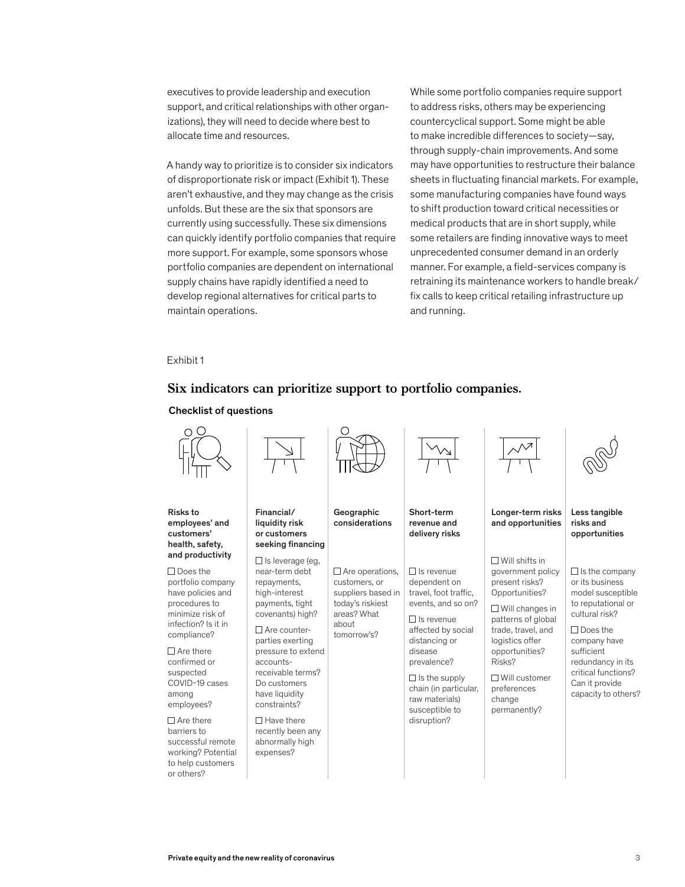executives to provide leadership and execution support, and critical relationships with other organizations), they will need to decide where best to allocate time and resources.

A handy way to prioritize is to consider six indicators of disproportionate risk or impact (Exhibit 1). These aren't exhaustive, and they may change as the crisis unfolds. But these are the six that sponsors are currently using successfully. These six dimensions can quickly identify portfolio companies that require more support. For example, some sponsors whose portfolio companies are dependent on international supply chains have rapidly identified a need to develop regional alternatives for critical parts to maintain operations.

While some portfolio companies require support to address risks, others may be experiencing countercyclical support. Some might be able to make incredible differences to society—say, through supply-chain improvements. And some may have opportunities to restructure their balance sheets in fluctuating financial markets. For example, some manufacturing companies have found ways to shift production toward critical necessities or medical products that are in short supply, while some retailers are finding innovative ways to meet unprecedented consumer demand in an orderly manner. For example, a field-services company is retraining its maintenance workers to handle break/fix calls to keep critical retailing infrastructure up and running.

Exhibit 1

## Six indicators can prioritize support to portfolio companies.

**Checklist of questions**

**Risks to employees' and customers' health, safety, and productivity**

- ☐ Does the portfolio company have policies and procedures to minimize risk of infection? Is it in compliance?
- ☐ Are there confirmed or suspected COVID-19 cases among employees?
- ☐ Are there barriers to successful remote working? Potential to help customers or others?

**Financial/liquidity risk or customers seeking financing**

- ☐ Is leverage (eg, near-term debt repayments, high-interest payments, tight covenants) high?
- ☐ Are counterparties exerting pressure to extend accounts-receivable terms? Do customers have liquidity constraints?
- ☐ Have there recently been any abnormally high expenses?

**Geographic considerations**

- ☐ Are operations, customers, or suppliers based in today's riskiest areas? What about tomorrow's?

**Short-term revenue and delivery risks**

- ☐ Is revenue dependent on travel, foot traffic, events, and so on?
- ☐ Is revenue affected by social distancing or disease prevalence?
- ☐ Is the supply chain (in particular, raw materials) susceptible to disruption?

**Longer-term risks and opportunities**

- ☐ Will shifts in government policy present risks? Opportunities?
- ☐ Will changes in patterns of global trade, travel, and logistics offer opportunities? Risks?
- ☐ Will customer preferences change permanently?

**Less tangible risks and opportunities**

- ☐ Is the company or its business model susceptible to reputational or cultural risk?
- ☐ Does the company have sufficient redundancy in its critical functions? Can it provide capacity to others?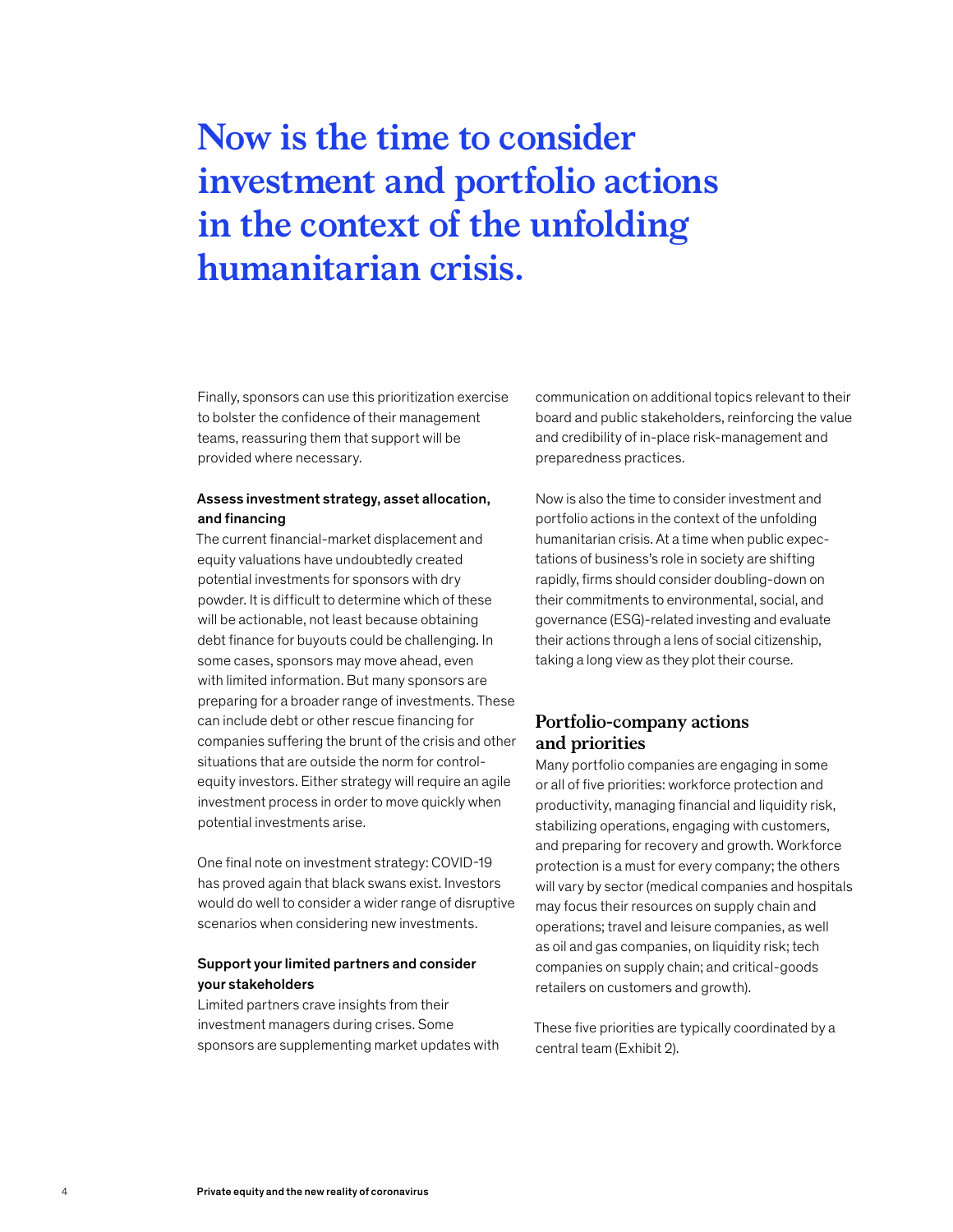# Now is the time to consider investment and portfolio actions in the context of the unfolding humanitarian crisis.

Finally, sponsors can use this prioritization exercise to bolster the confidence of their management teams, reassuring them that support will be provided where necessary.

**Assess investment strategy, asset allocation, and financing**

The current financial-market displacement and equity valuations have undoubtedly created potential investments for sponsors with dry powder. It is difficult to determine which of these will be actionable, not least because obtaining debt finance for buyouts could be challenging. In some cases, sponsors may move ahead, even with limited information. But many sponsors are preparing for a broader range of investments. These can include debt or other rescue financing for companies suffering the brunt of the crisis and other situations that are outside the norm for control-equity investors. Either strategy will require an agile investment process in order to move quickly when potential investments arise.

One final note on investment strategy: COVID-19 has proved again that black swans exist. Investors would do well to consider a wider range of disruptive scenarios when considering new investments.

**Support your limited partners and consider your stakeholders**

Limited partners crave insights from their investment managers during crises. Some sponsors are supplementing market updates with communication on additional topics relevant to their board and public stakeholders, reinforcing the value and credibility of in-place risk-management and preparedness practices.

Now is also the time to consider investment and portfolio actions in the context of the unfolding humanitarian crisis. At a time when public expectations of business's role in society are shifting rapidly, firms should consider doubling-down on their commitments to environmental, social, and governance (ESG)-related investing and evaluate their actions through a lens of social citizenship, taking a long view as they plot their course.

## Portfolio-company actions and priorities

Many portfolio companies are engaging in some or all of five priorities: workforce protection and productivity, managing financial and liquidity risk, stabilizing operations, engaging with customers, and preparing for recovery and growth. Workforce protection is a must for every company; the others will vary by sector (medical companies and hospitals may focus their resources on supply chain and operations; travel and leisure companies, as well as oil and gas companies, on liquidity risk; tech companies on supply chain; and critical-goods retailers on customers and growth).

These five priorities are typically coordinated by a central team (Exhibit 2).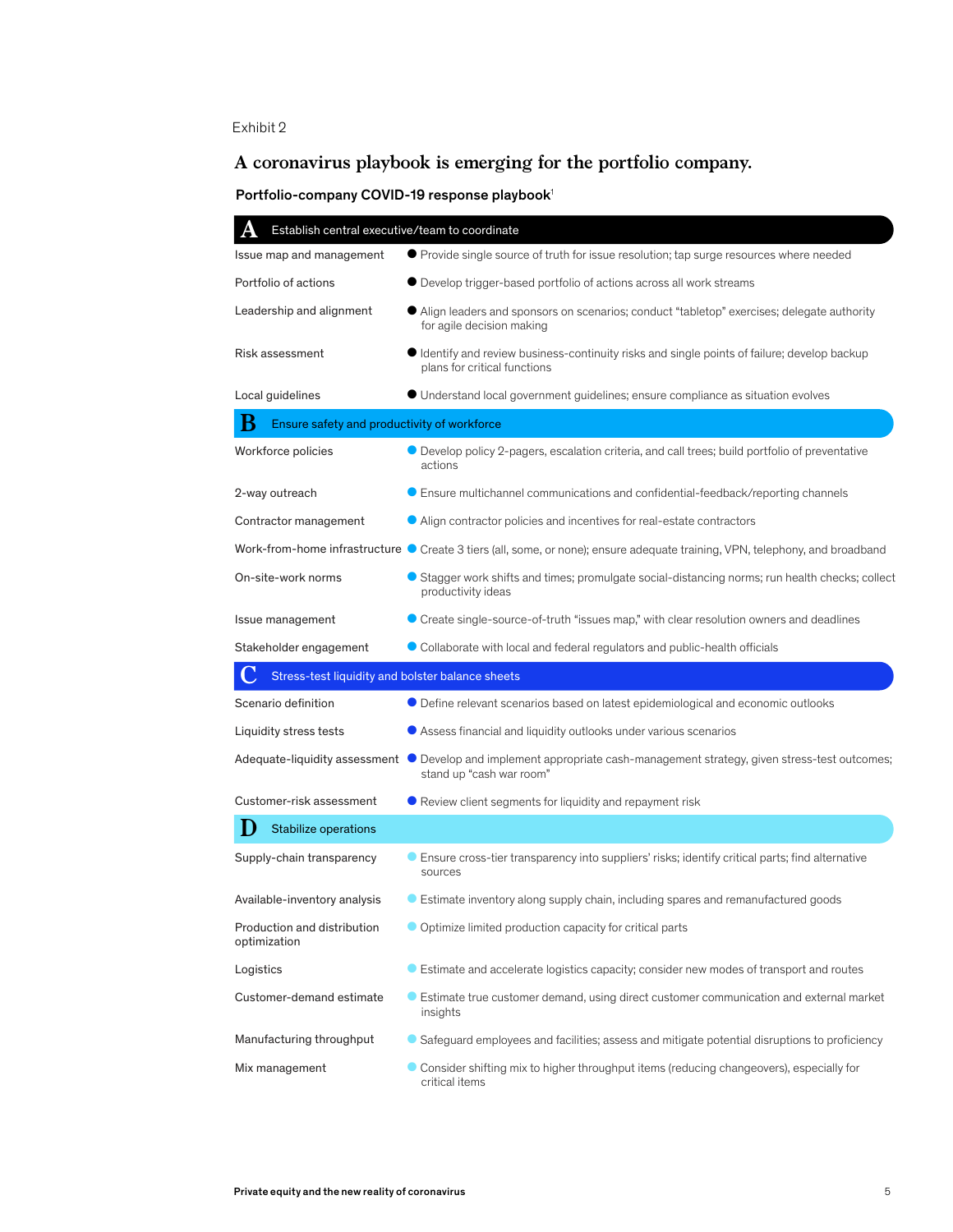Exhibit 2

## A coronavirus playbook is emerging for the portfolio company.

**Portfolio-company COVID-19 response playbook**[1]

### A Establish central executive/team to coordinate

| | |
|---|---|
| Issue map and management | Provide single source of truth for issue resolution; tap surge resources where needed |
| Portfolio of actions | Develop trigger-based portfolio of actions across all work streams |
| Leadership and alignment | Align leaders and sponsors on scenarios; conduct "tabletop" exercises; delegate authority for agile decision making |
| Risk assessment | Identify and review business-continuity risks and single points of failure; develop backup plans for critical functions |
| Local guidelines | Understand local government guidelines; ensure compliance as situation evolves |

### B Ensure safety and productivity of workforce

| | |
|---|---|
| Workforce policies | Develop policy 2-pagers, escalation criteria, and call trees; build portfolio of preventative actions |
| 2-way outreach | Ensure multichannel communications and confidential-feedback/reporting channels |
| Contractor management | Align contractor policies and incentives for real-estate contractors |
| Work-from-home infrastructure | Create 3 tiers (all, some, or none); ensure adequate training, VPN, telephony, and broadband |
| On-site-work norms | Stagger work shifts and times; promulgate social-distancing norms; run health checks; collect productivity ideas |
| Issue management | Create single-source-of-truth "issues map," with clear resolution owners and deadlines |
| Stakeholder engagement | Collaborate with local and federal regulators and public-health officials |

### C Stress-test liquidity and bolster balance sheets

| | |
|---|---|
| Scenario definition | Define relevant scenarios based on latest epidemiological and economic outlooks |
| Liquidity stress tests | Assess financial and liquidity outlooks under various scenarios |
| Adequate-liquidity assessment | Develop and implement appropriate cash-management strategy, given stress-test outcomes; stand up "cash war room" |
| Customer-risk assessment | Review client segments for liquidity and repayment risk |

### D Stabilize operations

| | |
|---|---|
| Supply-chain transparency | Ensure cross-tier transparency into suppliers' risks; identify critical parts; find alternative sources |
| Available-inventory analysis | Estimate inventory along supply chain, including spares and remanufactured goods |
| Production and distribution optimization | Optimize limited production capacity for critical parts |
| Logistics | Estimate and accelerate logistics capacity; consider new modes of transport and routes |
| Customer-demand estimate | Estimate true customer demand, using direct customer communication and external market insights |
| Manufacturing throughput | Safeguard employees and facilities; assess and mitigate potential disruptions to proficiency |
| Mix management | Consider shifting mix to higher throughput items (reducing changeovers), especially for critical items |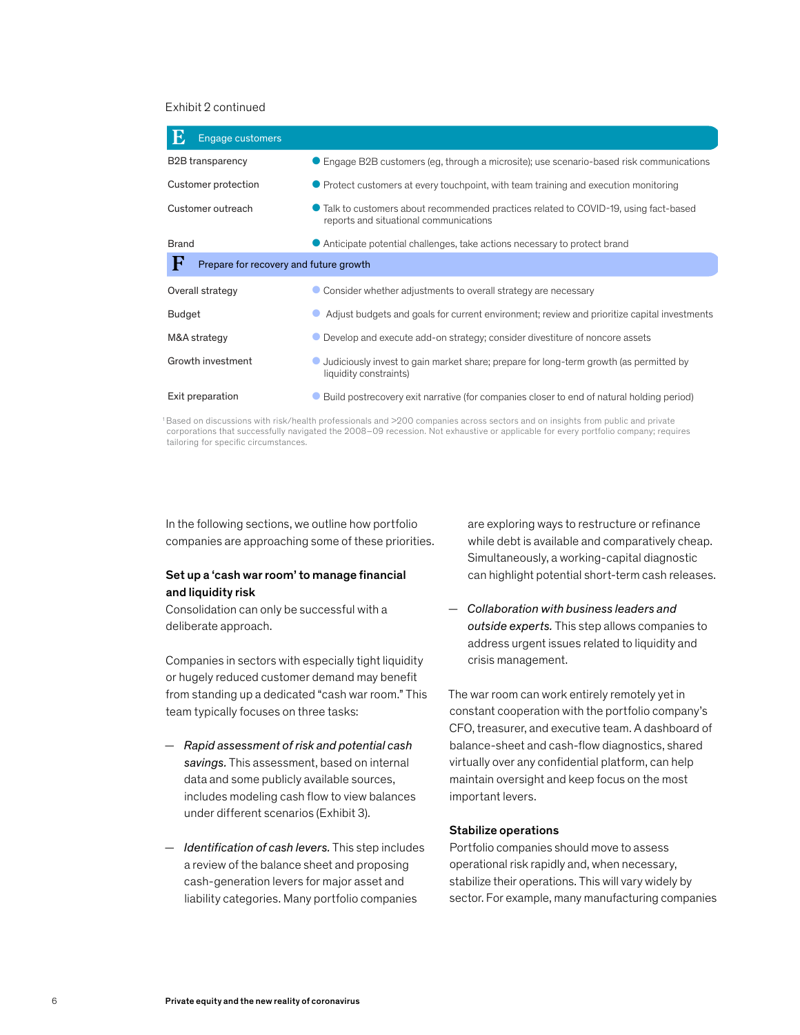Exhibit 2 continued

| **E** Engage customers | |
|---|---|
| B2B transparency | Engage B2B customers (eg, through a microsite); use scenario-based risk communications |
| Customer protection | Protect customers at every touchpoint, with team training and execution monitoring |
| Customer outreach | Talk to customers about recommended practices related to COVID-19, using fact-based reports and situational communications |
| Brand | Anticipate potential challenges, take actions necessary to protect brand |
| **F** Prepare for recovery and future growth | |
| Overall strategy | Consider whether adjustments to overall strategy are necessary |
| Budget | Adjust budgets and goals for current environment; review and prioritize capital investments |
| M&A strategy | Develop and execute add-on strategy; consider divestiture of noncore assets |
| Growth investment | Judiciously invest to gain market share; prepare for long-term growth (as permitted by liquidity constraints) |
| Exit preparation | Build postrecovery exit narrative (for companies closer to end of natural holding period) |

[1] Based on discussions with risk/health professionals and >200 companies across sectors and on insights from public and private corporations that successfully navigated the 2008–09 recession. Not exhaustive or applicable for every portfolio company; requires tailoring for specific circumstances.

In the following sections, we outline how portfolio companies are approaching some of these priorities.

**Set up a 'cash war room' to manage financial and liquidity risk**

Consolidation can only be successful with a deliberate approach.

Companies in sectors with especially tight liquidity or hugely reduced customer demand may benefit from standing up a dedicated "cash war room." This team typically focuses on three tasks:

— *Rapid assessment of risk and potential cash savings.* This assessment, based on internal data and some publicly available sources, includes modeling cash flow to view balances under different scenarios (Exhibit 3).

— *Identification of cash levers.* This step includes a review of the balance sheet and proposing cash-generation levers for major asset and liability categories. Many portfolio companies are exploring ways to restructure or refinance while debt is available and comparatively cheap. Simultaneously, a working-capital diagnostic can highlight potential short-term cash releases.

— *Collaboration with business leaders and outside experts.* This step allows companies to address urgent issues related to liquidity and crisis management.

The war room can work entirely remotely yet in constant cooperation with the portfolio company's CFO, treasurer, and executive team. A dashboard of balance-sheet and cash-flow diagnostics, shared virtually over any confidential platform, can help maintain oversight and keep focus on the most important levers.

**Stabilize operations**

Portfolio companies should move to assess operational risk rapidly and, when necessary, stabilize their operations. This will vary widely by sector. For example, many manufacturing companies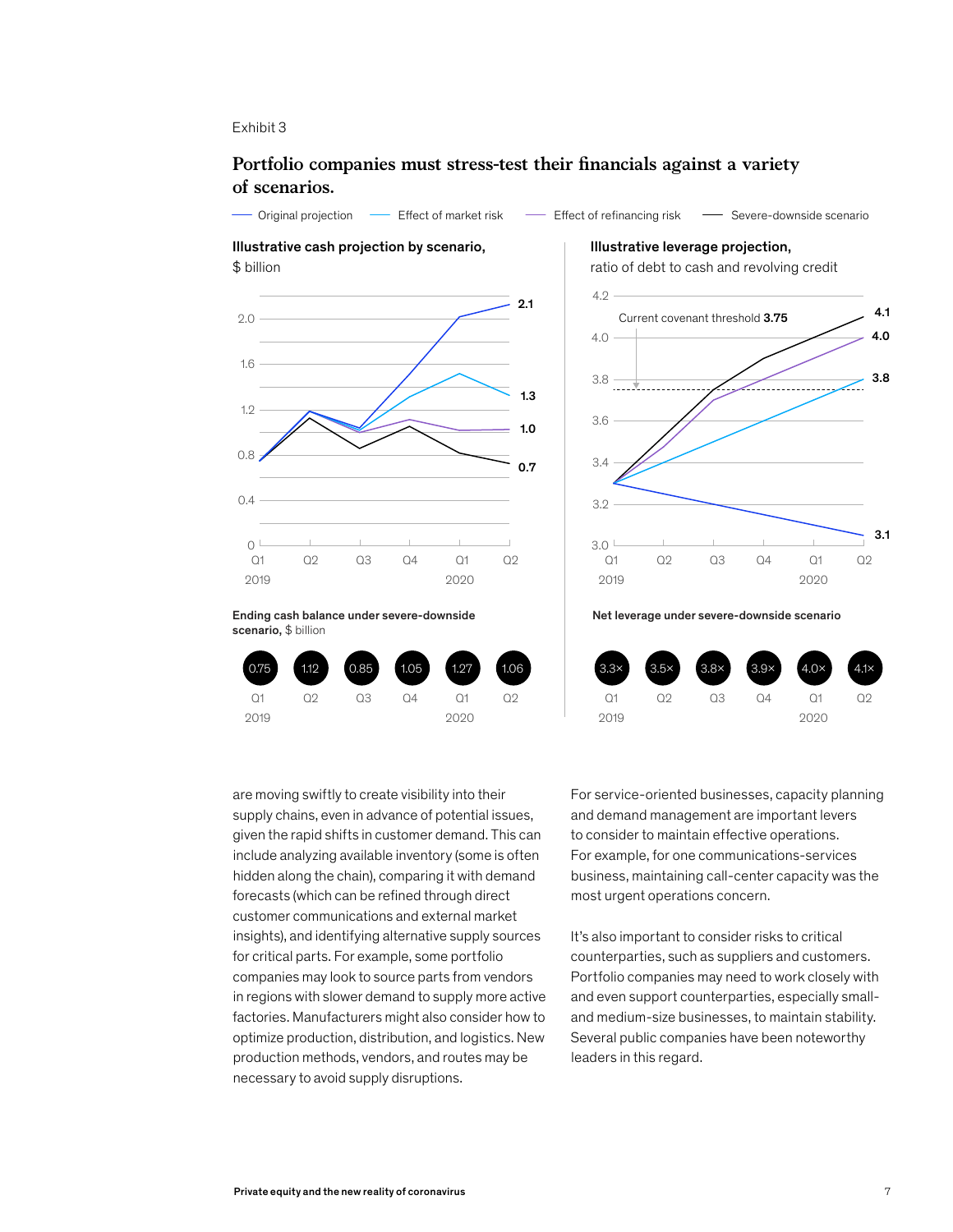Exhibit 3

## Portfolio companies must stress-test their financials against a variety of scenarios.

Original projection — Effect of market risk — Effect of refinancing risk — Severe-downside scenario

**Illustrative cash projection by scenario,** $ billion

**Illustrative leverage projection,** ratio of debt to cash and revolving credit

Current covenant threshold **3.75**

**Ending cash balance under severe-downside scenario,** $ billion

| Q1 2019 | Q2 | Q3 | Q4 | Q1 2020 | Q2 |
|---|---|---|---|---|---|
| 0.75 | 1.12 | 0.85 | 1.05 | 1.27 | 1.06 |

**Net leverage under severe-downside scenario**

| Q1 2019 | Q2 | Q3 | Q4 | Q1 2020 | Q2 |
|---|---|---|---|---|---|
| 3.3× | 3.5× | 3.8× | 3.9× | 4.0× | 4.1× |

are moving swiftly to create visibility into their supply chains, even in advance of potential issues, given the rapid shifts in customer demand. This can include analyzing available inventory (some is often hidden along the chain), comparing it with demand forecasts (which can be refined through direct customer communications and external market insights), and identifying alternative supply sources for critical parts. For example, some portfolio companies may look to source parts from vendors in regions with slower demand to supply more active factories. Manufacturers might also consider how to optimize production, distribution, and logistics. New production methods, vendors, and routes may be necessary to avoid supply disruptions.

For service-oriented businesses, capacity planning and demand management are important levers to consider to maintain effective operations. For example, for one communications-services business, maintaining call-center capacity was the most urgent operations concern.

It's also important to consider risks to critical counterparties, such as suppliers and customers. Portfolio companies may need to work closely with and even support counterparties, especially small- and medium-size businesses, to maintain stability. Several public companies have been noteworthy leaders in this regard.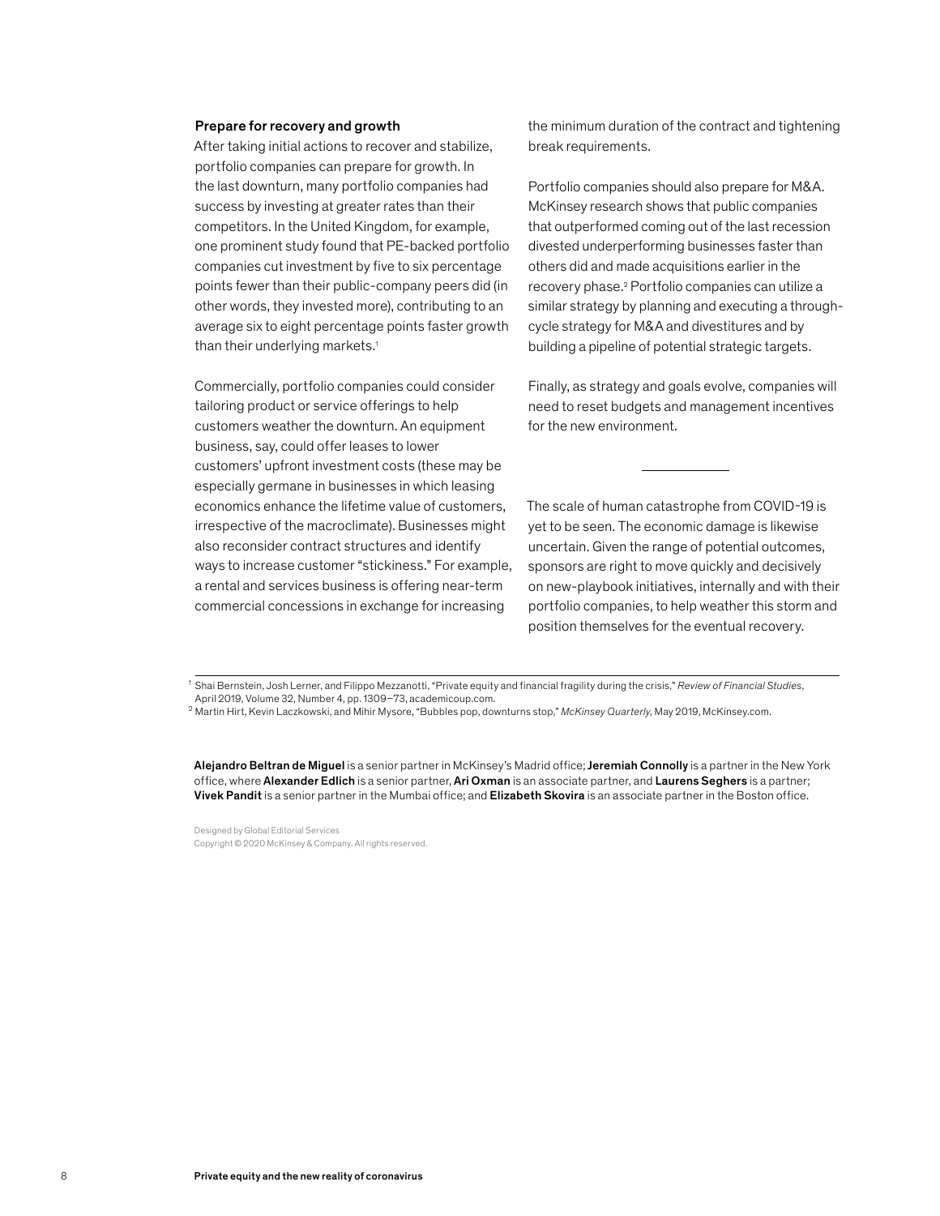### Prepare for recovery and growth

After taking initial actions to recover and stabilize, portfolio companies can prepare for growth. In the last downturn, many portfolio companies had success by investing at greater rates than their competitors. In the United Kingdom, for example, one prominent study found that PE-backed portfolio companies cut investment by five to six percentage points fewer than their public-company peers did (in other words, they invested more), contributing to an average six to eight percentage points faster growth than their underlying markets.[1]

Commercially, portfolio companies could consider tailoring product or service offerings to help customers weather the downturn. An equipment business, say, could offer leases to lower customers' upfront investment costs (these may be especially germane in businesses in which leasing economics enhance the lifetime value of customers, irrespective of the macroclimate). Businesses might also reconsider contract structures and identify ways to increase customer "stickiness." For example, a rental and services business is offering near-term commercial concessions in exchange for increasing the minimum duration of the contract and tightening break requirements.

Portfolio companies should also prepare for M&A. McKinsey research shows that public companies that outperformed coming out of the last recession divested underperforming businesses faster than others did and made acquisitions earlier in the recovery phase.[2] Portfolio companies can utilize a similar strategy by planning and executing a through-cycle strategy for M&A and divestitures and by building a pipeline of potential strategic targets.

Finally, as strategy and goals evolve, companies will need to reset budgets and management incentives for the new environment.

---

The scale of human catastrophe from COVID-19 is yet to be seen. The economic damage is likewise uncertain. Given the range of potential outcomes, sponsors are right to move quickly and decisively on new-playbook initiatives, internally and with their portfolio companies, to help weather this storm and position themselves for the eventual recovery.

---

[1] Shai Bernstein, Josh Lerner, and Filippo Mezzanotti, "Private equity and financial fragility during the crisis," *Review of Financial Studies*, April 2019, Volume 32, Number 4, pp. 1309–73, academicoup.com.

[2] Martin Hirt, Kevin Laczkowski, and Mihir Mysore, "Bubbles pop, downturns stop," *McKinsey Quarterly*, May 2019, McKinsey.com.

**Alejandro Beltran de Miguel** is a senior partner in McKinsey's Madrid office; **Jeremiah Connolly** is a partner in the New York office, where **Alexander Edlich** is a senior partner, **Ari Oxman** is an associate partner, and **Laurens Seghers** is a partner; **Vivek Pandit** is a senior partner in the Mumbai office; and **Elizabeth Skovira** is an associate partner in the Boston office.

Designed by Global Editorial Services
Copyright © 2020 McKinsey & Company. All rights reserved.